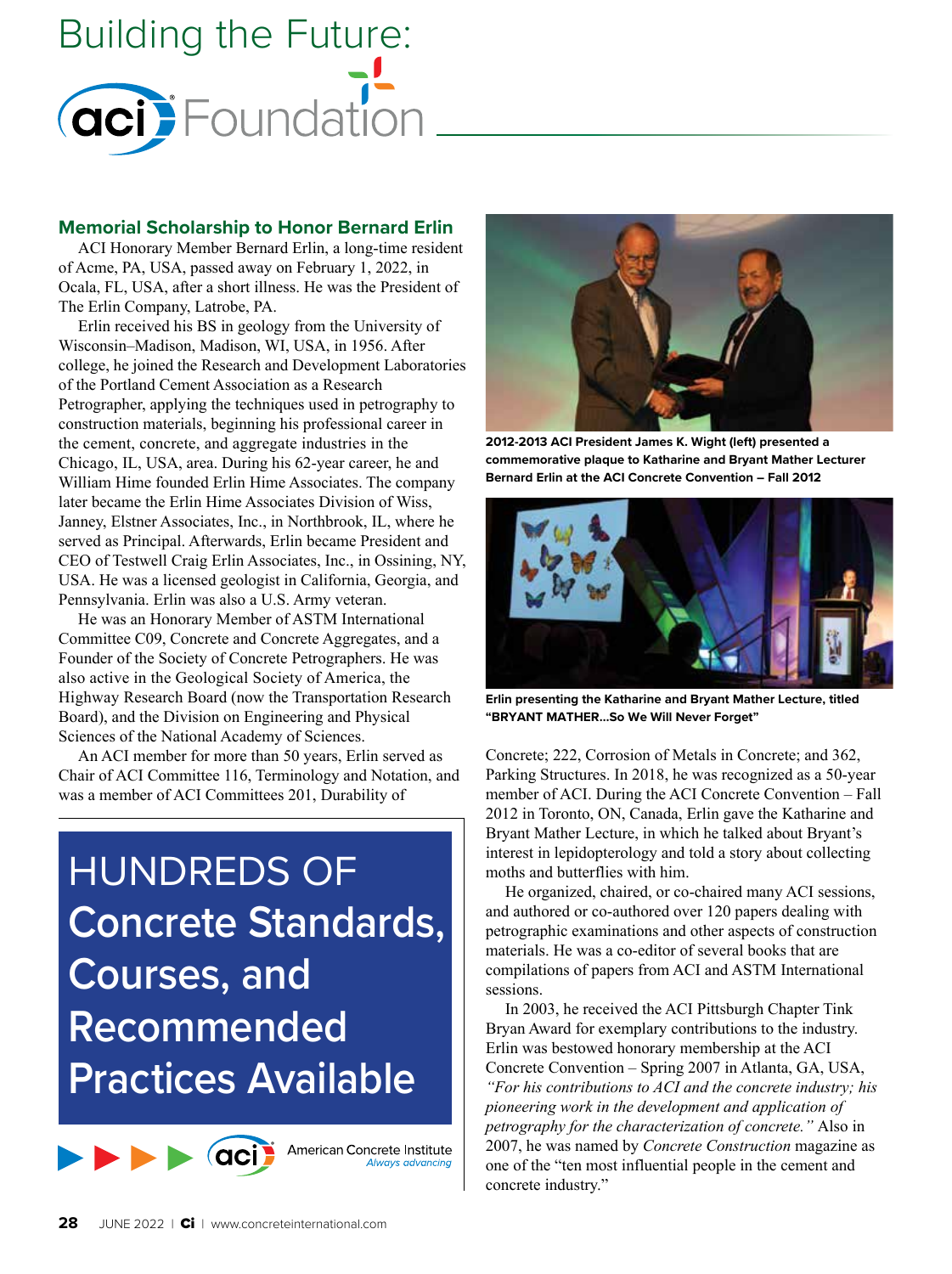# Building the Future: ACI Foundation

## Memorial Scholarship to Honor Bernard Erlin

ACI Honorary Member Bernard Erlin, a long-time resident of Acme, PA, USA, passed away on February 1, 2022, in Ocala, FL, USA, after a short illness. He was the President of The Erlin Company, Latrobe, PA.

Erlin received his BS in geology from the University of Wisconsin–Madison, Madison, WI, USA, in 1956. After college, he joined the Research and Development Laboratories of the Portland Cement Association as a Research Petrographer, applying the techniques used in petrography to construction materials, beginning his professional career in the cement, concrete, and aggregate industries in the Chicago, IL, USA, area. During his 62-year career, he and William Hime founded Erlin Hime Associates. The company later became the Erlin Hime Associates Division of Wiss, Janney, Elstner Associates, Inc., in Northbrook, IL, where he served as Principal. Afterwards, Erlin became President and CEO of Testwell Craig Erlin Associates, Inc., in Ossining, NY, USA. He was a licensed geologist in California, Georgia, and Pennsylvania. Erlin was also a U.S. Army veteran.

He was an Honorary Member of ASTM International Committee C09, Concrete and Concrete Aggregates, and a Founder of the Society of Concrete Petrographers. He was also active in the Geological Society of America, the Highway Research Board (now the Transportation Research Board), and the Division on Engineering and Physical Sciences of the National Academy of Sciences.

An ACI member for more than 50 years, Erlin served as Chair of ACI Committee 116, Terminology and Notation, and was a member of ACI Committees 201, Durability of Concrete; 222, Corrosion of Metals in Concrete; and 362, Parking Structures. In 2018, he was recognized as a 50-year member of ACI. During the ACI Concrete Convention – Fall 2012 in Toronto, ON, Canada, Erlin gave the Katharine and Bryant Mather Lecture, in which he talked about Bryant's interest in lepidopterology and told a story about collecting moths and butterflies with him.

**2012-2013 ACI President James K. Wight (left) presented a commemorative plaque to Katharine and Bryant Mather Lecturer Bernard Erlin at the ACI Concrete Convention – Fall 2012**

**Erlin presenting the Katharine and Bryant Mather Lecture, titled "BRYANT MATHER...So We Will Never Forget"**

He organized, chaired, or co-chaired many ACI sessions, and authored or co-authored over 120 papers dealing with petrographic examinations and other aspects of construction materials. He was a co-editor of several books that are compilations of papers from ACI and ASTM International sessions.

In 2003, he received the ACI Pittsburgh Chapter Tink Bryan Award for exemplary contributions to the industry. Erlin was bestowed honorary membership at the ACI Concrete Convention – Spring 2007 in Atlanta, GA, USA, *"For his contributions to ACI and the concrete industry; his pioneering work in the development and application of petrography for the characterization of concrete."* Also in 2007, he was named by *Concrete Construction* magazine as one of the "ten most influential people in the cement and concrete industry."

HUNDREDS OF Concrete Standards, Courses, and Recommended Practices Available

American Concrete Institute — *Always advancing*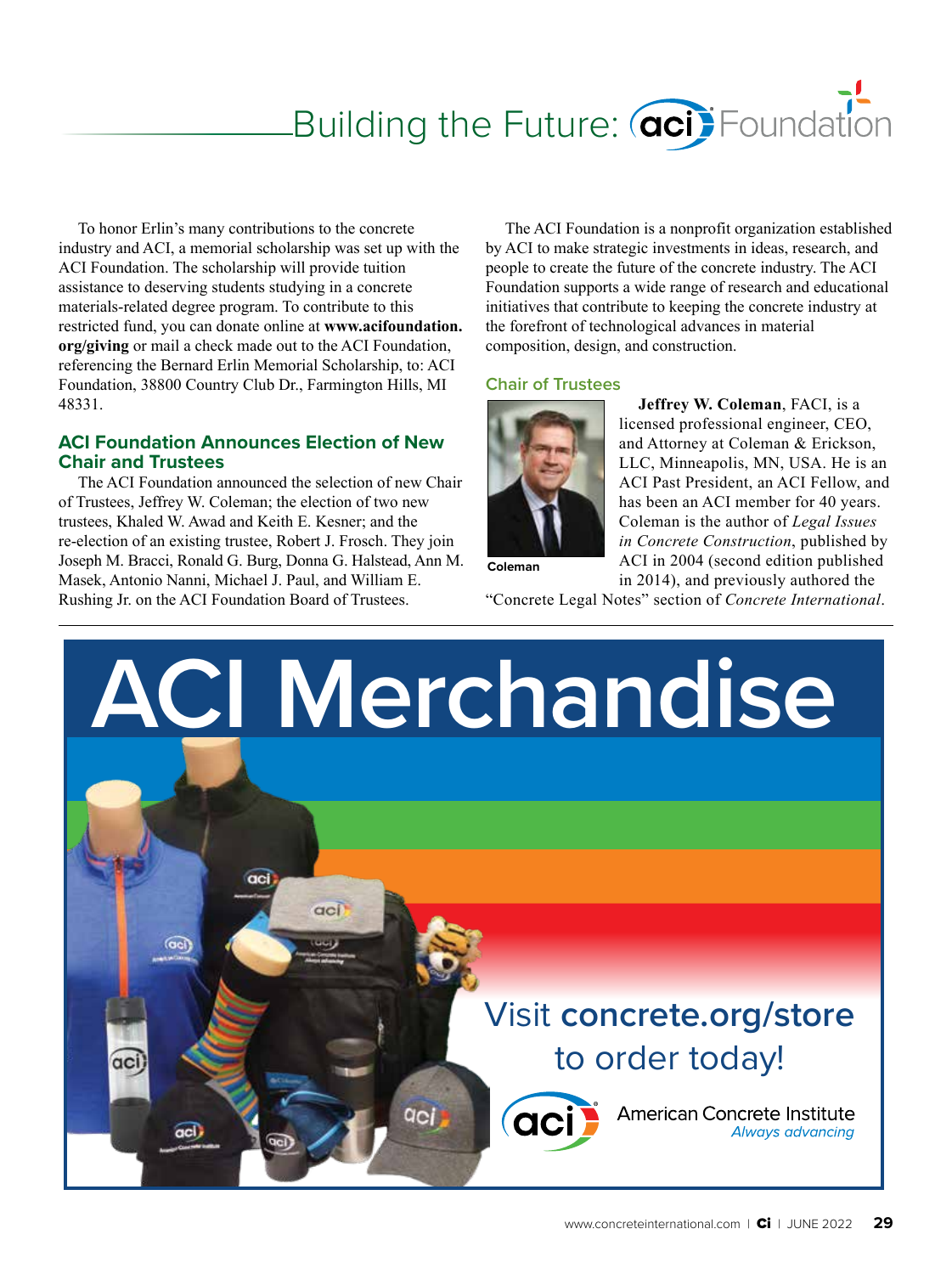# Building the Future: aci Foundation

To honor Erlin's many contributions to the concrete industry and ACI, a memorial scholarship was set up with the ACI Foundation. The scholarship will provide tuition assistance to deserving students studying in a concrete materials-related degree program. To contribute to this restricted fund, you can donate online at **www.acifoundation.org/giving** or mail a check made out to the ACI Foundation, referencing the Bernard Erlin Memorial Scholarship, to: ACI Foundation, 38800 Country Club Dr., Farmington Hills, MI 48331.

## ACI Foundation Announces Election of New Chair and Trustees

The ACI Foundation announced the selection of new Chair of Trustees, Jeffrey W. Coleman; the election of two new trustees, Khaled W. Awad and Keith E. Kesner; and the re-election of an existing trustee, Robert J. Frosch. They join Joseph M. Bracci, Ronald G. Burg, Donna G. Halstead, Ann M. Masek, Antonio Nanni, Michael J. Paul, and William E. Rushing Jr. on the ACI Foundation Board of Trustees.

The ACI Foundation is a nonprofit organization established by ACI to make strategic investments in ideas, research, and people to create the future of the concrete industry. The ACI Foundation supports a wide range of research and educational initiatives that contribute to keeping the concrete industry at the forefront of technological advances in material composition, design, and construction.

### Chair of Trustees

Coleman

**Jeffrey W. Coleman**, FACI, is a licensed professional engineer, CEO, and Attorney at Coleman & Erickson, LLC, Minneapolis, MN, USA. He is an ACI Past President, an ACI Fellow, and has been an ACI member for 40 years. Coleman is the author of *Legal Issues in Concrete Construction*, published by ACI in 2004 (second edition published in 2014), and previously authored the "Concrete Legal Notes" section of *Concrete International*.

# ACI Merchandise

Visit **concrete.org/store** to order today!

American Concrete Institute
*Always advancing*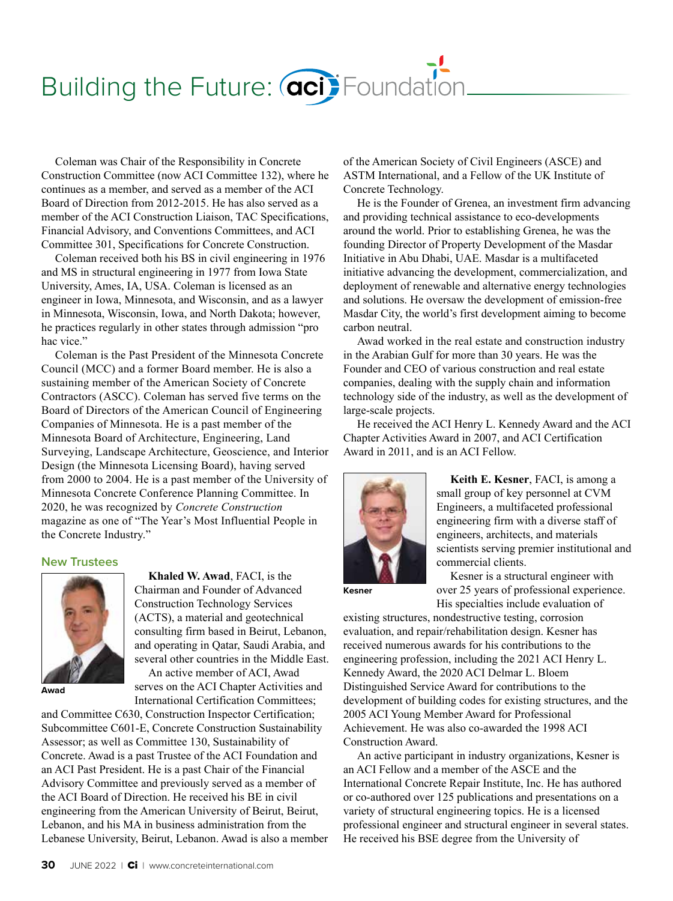# Building the Future: aci Foundation

Coleman was Chair of the Responsibility in Concrete Construction Committee (now ACI Committee 132), where he continues as a member, and served as a member of the ACI Board of Direction from 2012-2015. He has also served as a member of the ACI Construction Liaison, TAC Specifications, Financial Advisory, and Conventions Committees, and ACI Committee 301, Specifications for Concrete Construction.

Coleman received both his BS in civil engineering in 1976 and MS in structural engineering in 1977 from Iowa State University, Ames, IA, USA. Coleman is licensed as an engineer in Iowa, Minnesota, and Wisconsin, and as a lawyer in Minnesota, Wisconsin, Iowa, and North Dakota; however, he practices regularly in other states through admission "pro hac vice."

Coleman is the Past President of the Minnesota Concrete Council (MCC) and a former Board member. He is also a sustaining member of the American Society of Concrete Contractors (ASCC). Coleman has served five terms on the Board of Directors of the American Council of Engineering Companies of Minnesota. He is a past member of the Minnesota Board of Architecture, Engineering, Land Surveying, Landscape Architecture, Geoscience, and Interior Design (the Minnesota Licensing Board), having served from 2000 to 2004. He is a past member of the University of Minnesota Concrete Conference Planning Committee. In 2020, he was recognized by *Concrete Construction* magazine as one of "The Year's Most Influential People in the Concrete Industry."

## New Trustees

**Awad**

**Khaled W. Awad**, FACI, is the Chairman and Founder of Advanced Construction Technology Services (ACTS), a material and geotechnical consulting firm based in Beirut, Lebanon, and operating in Qatar, Saudi Arabia, and several other countries in the Middle East.

An active member of ACI, Awad serves on the ACI Chapter Activities and International Certification Committees; and Committee C630, Construction Inspector Certification; Subcommittee C601-E, Concrete Construction Sustainability Assessor; as well as Committee 130, Sustainability of Concrete. Awad is a past Trustee of the ACI Foundation and an ACI Past President. He is a past Chair of the Financial Advisory Committee and previously served as a member of the ACI Board of Direction. He received his BE in civil engineering from the American University of Beirut, Beirut, Lebanon, and his MA in business administration from the Lebanese University, Beirut, Lebanon. Awad is also a member of the American Society of Civil Engineers (ASCE) and ASTM International, and a Fellow of the UK Institute of Concrete Technology.

He is the Founder of Grenea, an investment firm advancing and providing technical assistance to eco-developments around the world. Prior to establishing Grenea, he was the founding Director of Property Development of the Masdar Initiative in Abu Dhabi, UAE. Masdar is a multifaceted initiative advancing the development, commercialization, and deployment of renewable and alternative energy technologies and solutions. He oversaw the development of emission-free Masdar City, the world's first development aiming to become carbon neutral.

Awad worked in the real estate and construction industry in the Arabian Gulf for more than 30 years. He was the Founder and CEO of various construction and real estate companies, dealing with the supply chain and information technology side of the industry, as well as the development of large-scale projects.

He received the ACI Henry L. Kennedy Award and the ACI Chapter Activities Award in 2007, and ACI Certification Award in 2011, and is an ACI Fellow.

**Kesner**

**Keith E. Kesner**, FACI, is among a small group of key personnel at CVM Engineers, a multifaceted professional engineering firm with a diverse staff of engineers, architects, and materials scientists serving premier institutional and commercial clients.

Kesner is a structural engineer with over 25 years of professional experience. His specialties include evaluation of existing structures, nondestructive testing, corrosion evaluation, and repair/rehabilitation design. Kesner has received numerous awards for his contributions to the engineering profession, including the 2021 ACI Henry L. Kennedy Award, the 2020 ACI Delmar L. Bloem Distinguished Service Award for contributions to the development of building codes for existing structures, and the 2005 ACI Young Member Award for Professional Achievement. He was also co-awarded the 1998 ACI Construction Award.

An active participant in industry organizations, Kesner is an ACI Fellow and a member of the ASCE and the International Concrete Repair Institute, Inc. He has authored or co-authored over 125 publications and presentations on a variety of structural engineering topics. He is a licensed professional engineer and structural engineer in several states. He received his BSE degree from the University of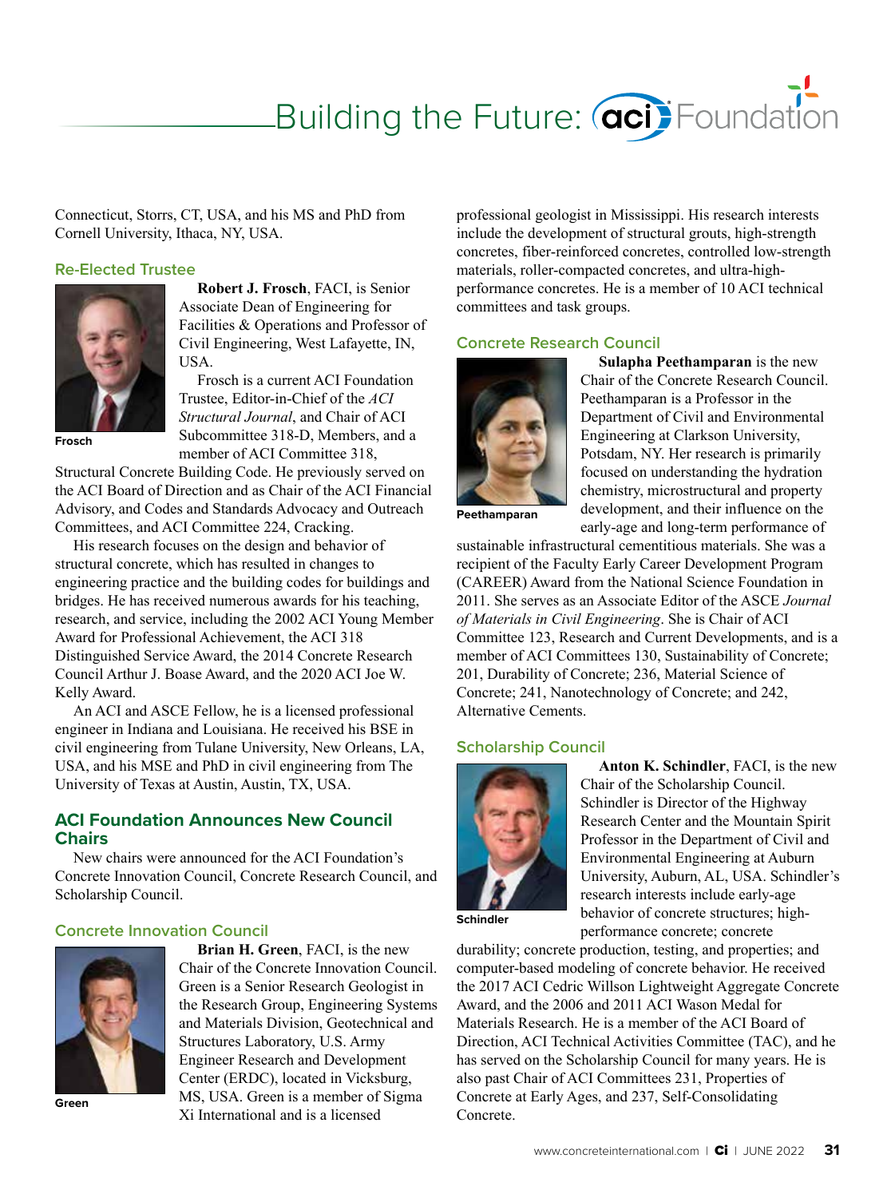Connecticut, Storrs, CT, USA, and his MS and PhD from Cornell University, Ithaca, NY, USA.

### Re-Elected Trustee

Frosch

**Robert J. Frosch**, FACI, is Senior Associate Dean of Engineering for Facilities & Operations and Professor of Civil Engineering, West Lafayette, IN, USA.

Frosch is a current ACI Foundation Trustee, Editor-in-Chief of the *ACI Structural Journal*, and Chair of ACI Subcommittee 318-D, Members, and a member of ACI Committee 318, Structural Concrete Building Code. He previously served on the ACI Board of Direction and as Chair of the ACI Financial Advisory, and Codes and Standards Advocacy and Outreach Committees, and ACI Committee 224, Cracking.

His research focuses on the design and behavior of structural concrete, which has resulted in changes to engineering practice and the building codes for buildings and bridges. He has received numerous awards for his teaching, research, and service, including the 2002 ACI Young Member Award for Professional Achievement, the ACI 318 Distinguished Service Award, the 2014 Concrete Research Council Arthur J. Boase Award, and the 2020 ACI Joe W. Kelly Award.

An ACI and ASCE Fellow, he is a licensed professional engineer in Indiana and Louisiana. He received his BSE in civil engineering from Tulane University, New Orleans, LA, USA, and his MSE and PhD in civil engineering from The University of Texas at Austin, Austin, TX, USA.

## ACI Foundation Announces New Council Chairs

New chairs were announced for the ACI Foundation's Concrete Innovation Council, Concrete Research Council, and Scholarship Council.

### Concrete Innovation Council

Green

**Brian H. Green**, FACI, is the new Chair of the Concrete Innovation Council. Green is a Senior Research Geologist in the Research Group, Engineering Systems and Materials Division, Geotechnical and Structures Laboratory, U.S. Army Engineer Research and Development Center (ERDC), located in Vicksburg, MS, USA. Green is a member of Sigma Xi International and is a licensed professional geologist in Mississippi. His research interests include the development of structural grouts, high-strength concretes, fiber-reinforced concretes, controlled low-strength materials, roller-compacted concretes, and ultra-high-performance concretes. He is a member of 10 ACI technical committees and task groups.

### Concrete Research Council

Peethamparan

**Sulapha Peethamparan** is the new Chair of the Concrete Research Council. Peethamparan is a Professor in the Department of Civil and Environmental Engineering at Clarkson University, Potsdam, NY. Her research is primarily focused on understanding the hydration chemistry, microstructural and property development, and their influence on the early-age and long-term performance of sustainable infrastructural cementitious materials. She was a recipient of the Faculty Early Career Development Program (CAREER) Award from the National Science Foundation in 2011. She serves as an Associate Editor of the ASCE *Journal of Materials in Civil Engineering*. She is Chair of ACI Committee 123, Research and Current Developments, and is a member of ACI Committees 130, Sustainability of Concrete; 201, Durability of Concrete; 236, Material Science of Concrete; 241, Nanotechnology of Concrete; and 242, Alternative Cements.

### Scholarship Council

Schindler

**Anton K. Schindler**, FACI, is the new Chair of the Scholarship Council. Schindler is Director of the Highway Research Center and the Mountain Spirit Professor in the Department of Civil and Environmental Engineering at Auburn University, Auburn, AL, USA. Schindler's research interests include early-age behavior of concrete structures; high-performance concrete; concrete durability; concrete production, testing, and properties; and computer-based modeling of concrete behavior. He received the 2017 ACI Cedric Willson Lightweight Aggregate Concrete Award, and the 2006 and 2011 ACI Wason Medal for Materials Research. He is a member of the ACI Board of Direction, ACI Technical Activities Committee (TAC), and he has served on the Scholarship Council for many years. He is also past Chair of ACI Committees 231, Properties of Concrete at Early Ages, and 237, Self-Consolidating Concrete.